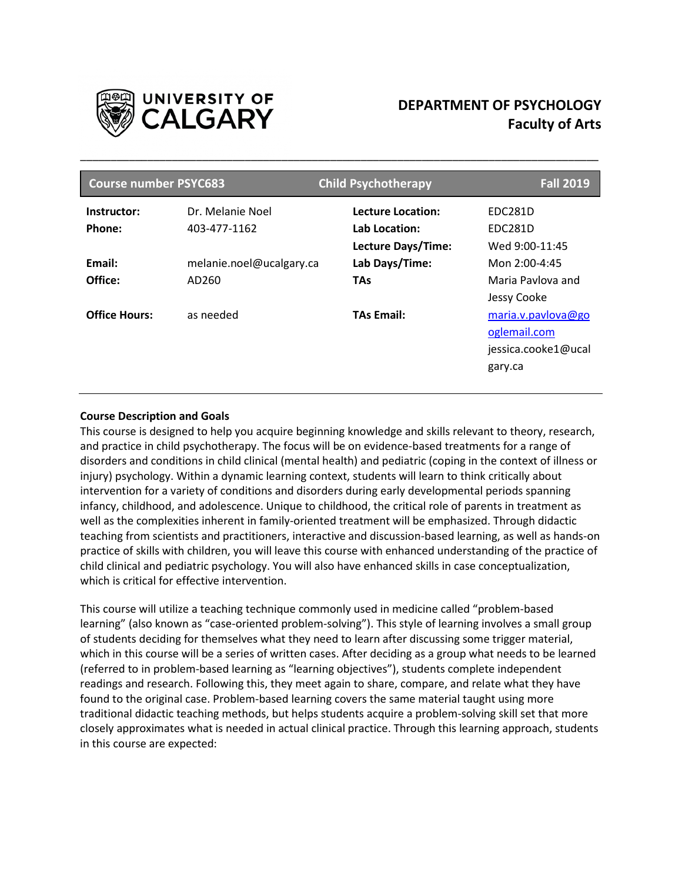**UNIVERSITY OF CALGARY**

**DEPARTMENT OF PSYCHOLOGY**
**Faculty of Arts**

| Course number PSYC683 | Child Psychotherapy | Fall 2019 |
|---|---|---|

| | | | |
|---|---|---|---|
| **Instructor:** | Dr. Melanie Noel | **Lecture Location:** | EDC281D |
| **Phone:** | 403-477-1162 | **Lab Location:** | EDC281D |
| | | **Lecture Days/Time:** | Wed 9:00-11:45 |
| **Email:** | melanie.noel@ucalgary.ca | **Lab Days/Time:** | Mon 2:00-4:45 |
| **Office:** | AD260 | **TAs** | Maria Pavlova and Jessy Cooke |
| **Office Hours:** | as needed | **TAs Email:** | maria.v.pavlova@googlemail.com jessica.cooke1@ucalgary.ca |

**Course Description and Goals**

This course is designed to help you acquire beginning knowledge and skills relevant to theory, research, and practice in child psychotherapy. The focus will be on evidence-based treatments for a range of disorders and conditions in child clinical (mental health) and pediatric (coping in the context of illness or injury) psychology. Within a dynamic learning context, students will learn to think critically about intervention for a variety of conditions and disorders during early developmental periods spanning infancy, childhood, and adolescence. Unique to childhood, the critical role of parents in treatment as well as the complexities inherent in family-oriented treatment will be emphasized. Through didactic teaching from scientists and practitioners, interactive and discussion-based learning, as well as hands-on practice of skills with children, you will leave this course with enhanced understanding of the practice of child clinical and pediatric psychology. You will also have enhanced skills in case conceptualization, which is critical for effective intervention.

This course will utilize a teaching technique commonly used in medicine called "problem-based learning" (also known as "case-oriented problem-solving"). This style of learning involves a small group of students deciding for themselves what they need to learn after discussing some trigger material, which in this course will be a series of written cases. After deciding as a group what needs to be learned (referred to in problem-based learning as "learning objectives"), students complete independent readings and research. Following this, they meet again to share, compare, and relate what they have found to the original case. Problem-based learning covers the same material taught using more traditional didactic teaching methods, but helps students acquire a problem-solving skill set that more closely approximates what is needed in actual clinical practice. Through this learning approach, students in this course are expected: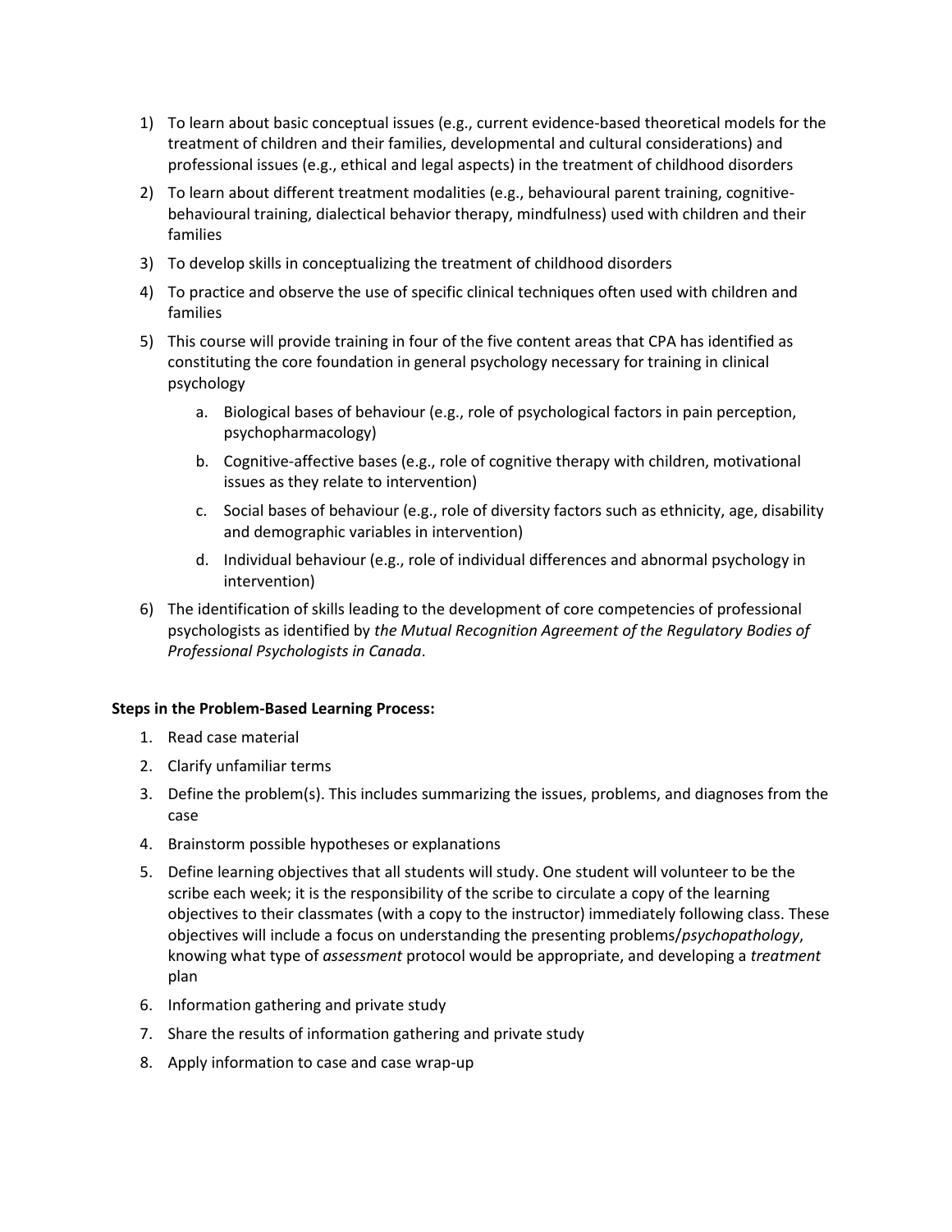1) To learn about basic conceptual issues (e.g., current evidence-based theoretical models for the treatment of children and their families, developmental and cultural considerations) and professional issues (e.g., ethical and legal aspects) in the treatment of childhood disorders
2) To learn about different treatment modalities (e.g., behavioural parent training, cognitive-behavioural training, dialectical behavior therapy, mindfulness) used with children and their families
3) To develop skills in conceptualizing the treatment of childhood disorders
4) To practice and observe the use of specific clinical techniques often used with children and families
5) This course will provide training in four of the five content areas that CPA has identified as constituting the core foundation in general psychology necessary for training in clinical psychology
    a. Biological bases of behaviour (e.g., role of psychological factors in pain perception, psychopharmacology)
    b. Cognitive-affective bases (e.g., role of cognitive therapy with children, motivational issues as they relate to intervention)
    c. Social bases of behaviour (e.g., role of diversity factors such as ethnicity, age, disability and demographic variables in intervention)
    d. Individual behaviour (e.g., role of individual differences and abnormal psychology in intervention)
6) The identification of skills leading to the development of core competencies of professional psychologists as identified by *the Mutual Recognition Agreement of the Regulatory Bodies of Professional Psychologists in Canada*.

**Steps in the Problem-Based Learning Process:**

1. Read case material
2. Clarify unfamiliar terms
3. Define the problem(s). This includes summarizing the issues, problems, and diagnoses from the case
4. Brainstorm possible hypotheses or explanations
5. Define learning objectives that all students will study. One student will volunteer to be the scribe each week; it is the responsibility of the scribe to circulate a copy of the learning objectives to their classmates (with a copy to the instructor) immediately following class. These objectives will include a focus on understanding the presenting problems/*psychopathology*, knowing what type of *assessment* protocol would be appropriate, and developing a *treatment* plan
6. Information gathering and private study
7. Share the results of information gathering and private study
8. Apply information to case and case wrap-up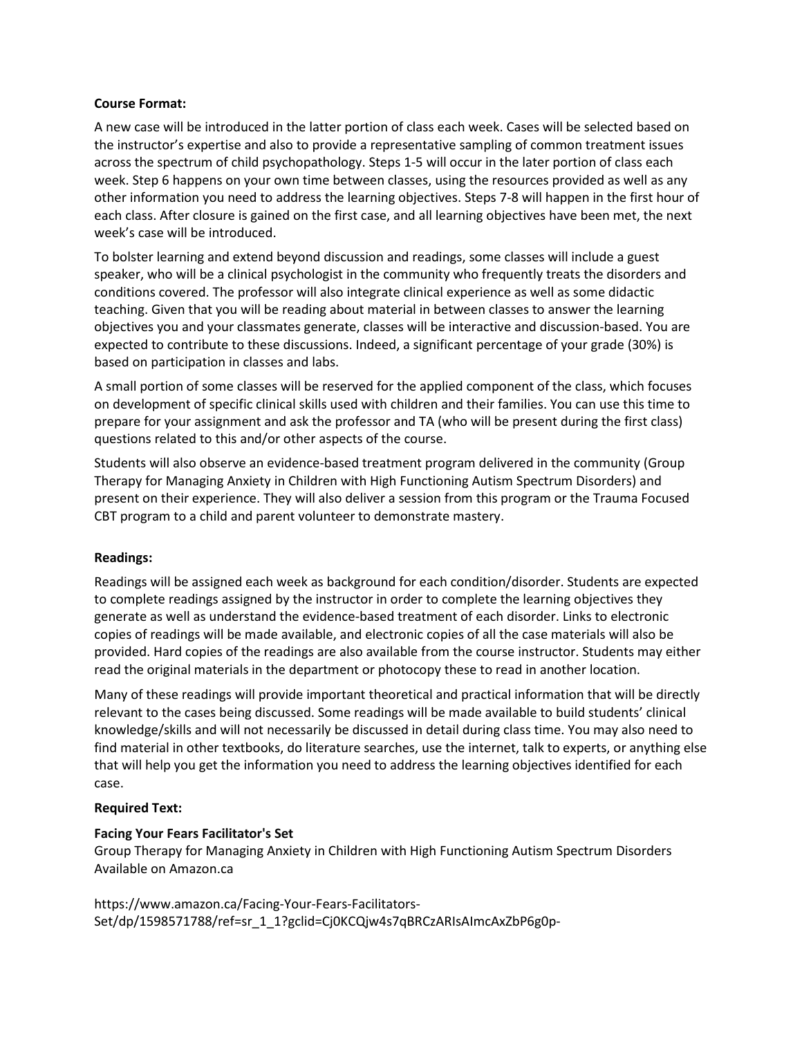**Course Format:**

A new case will be introduced in the latter portion of class each week. Cases will be selected based on the instructor's expertise and also to provide a representative sampling of common treatment issues across the spectrum of child psychopathology. Steps 1-5 will occur in the later portion of class each week. Step 6 happens on your own time between classes, using the resources provided as well as any other information you need to address the learning objectives. Steps 7-8 will happen in the first hour of each class. After closure is gained on the first case, and all learning objectives have been met, the next week's case will be introduced.

To bolster learning and extend beyond discussion and readings, some classes will include a guest speaker, who will be a clinical psychologist in the community who frequently treats the disorders and conditions covered. The professor will also integrate clinical experience as well as some didactic teaching. Given that you will be reading about material in between classes to answer the learning objectives you and your classmates generate, classes will be interactive and discussion-based. You are expected to contribute to these discussions. Indeed, a significant percentage of your grade (30%) is based on participation in classes and labs.

A small portion of some classes will be reserved for the applied component of the class, which focuses on development of specific clinical skills used with children and their families. You can use this time to prepare for your assignment and ask the professor and TA (who will be present during the first class) questions related to this and/or other aspects of the course.

Students will also observe an evidence-based treatment program delivered in the community (Group Therapy for Managing Anxiety in Children with High Functioning Autism Spectrum Disorders) and present on their experience. They will also deliver a session from this program or the Trauma Focused CBT program to a child and parent volunteer to demonstrate mastery.

**Readings:**

Readings will be assigned each week as background for each condition/disorder. Students are expected to complete readings assigned by the instructor in order to complete the learning objectives they generate as well as understand the evidence-based treatment of each disorder. Links to electronic copies of readings will be made available, and electronic copies of all the case materials will also be provided. Hard copies of the readings are also available from the course instructor. Students may either read the original materials in the department or photocopy these to read in another location.

Many of these readings will provide important theoretical and practical information that will be directly relevant to the cases being discussed. Some readings will be made available to build students' clinical knowledge/skills and will not necessarily be discussed in detail during class time. You may also need to find material in other textbooks, do literature searches, use the internet, talk to experts, or anything else that will help you get the information you need to address the learning objectives identified for each case.

**Required Text:**

**Facing Your Fears Facilitator's Set**
Group Therapy for Managing Anxiety in Children with High Functioning Autism Spectrum Disorders
Available on Amazon.ca

https://www.amazon.ca/Facing-Your-Fears-Facilitators-Set/dp/1598571788/ref=sr_1_1?gclid=Cj0KCQjw4s7qBRCzARIsAImcAxZbP6g0p-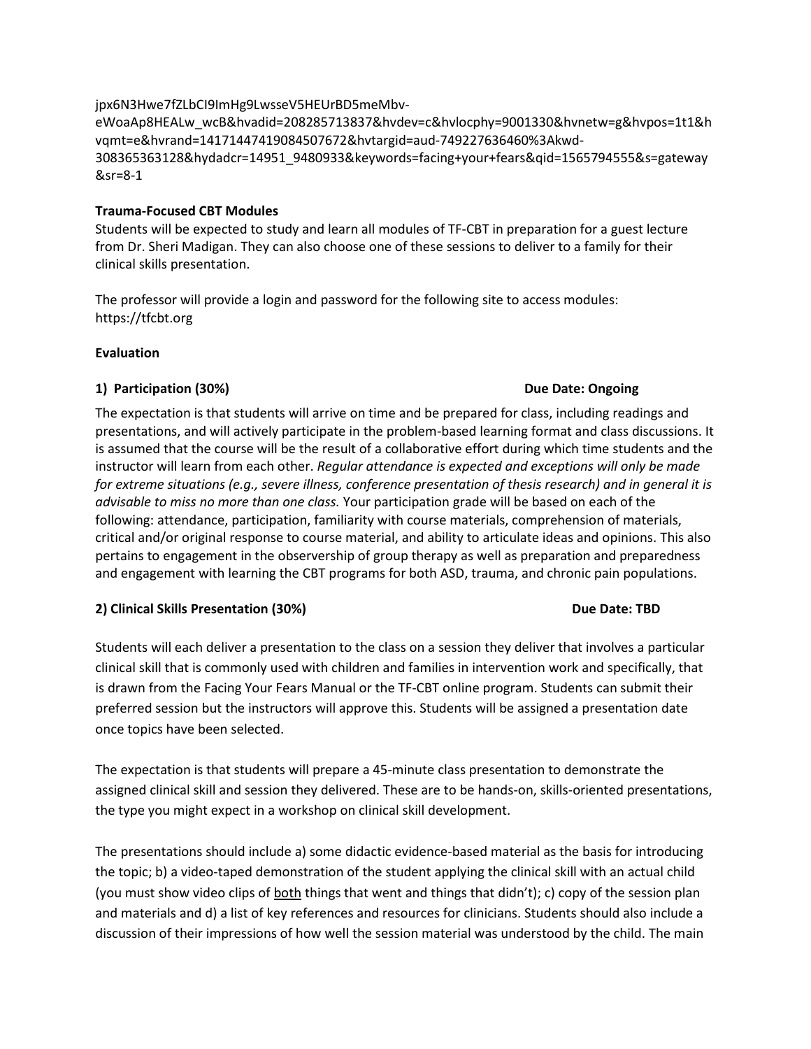jpx6N3Hwe7fZLbCI9ImHg9LwsseV5HEUrBD5meMbv-eWoaAp8HEALw_wcB&hvadid=208285713837&hvdev=c&hvlocphy=9001330&hvnetw=g&hvpos=1t1&hvqmt=e&hvrand=14171447419084507672&hvtargid=aud-749227636460%3Akwd-308365363128&hydadcr=14951_9480933&keywords=facing+your+fears&qid=1565794555&s=gateway&sr=8-1

**Trauma-Focused CBT Modules**

Students will be expected to study and learn all modules of TF-CBT in preparation for a guest lecture from Dr. Sheri Madigan. They can also choose one of these sessions to deliver to a family for their clinical skills presentation.

The professor will provide a login and password for the following site to access modules: https://tfcbt.org

**Evaluation**

**1) Participation (30%)** **Due Date: Ongoing**

The expectation is that students will arrive on time and be prepared for class, including readings and presentations, and will actively participate in the problem-based learning format and class discussions. It is assumed that the course will be the result of a collaborative effort during which time students and the instructor will learn from each other. *Regular attendance is expected and exceptions will only be made for extreme situations (e.g., severe illness, conference presentation of thesis research) and in general it is advisable to miss no more than one class.* Your participation grade will be based on each of the following: attendance, participation, familiarity with course materials, comprehension of materials, critical and/or original response to course material, and ability to articulate ideas and opinions. This also pertains to engagement in the observership of group therapy as well as preparation and preparedness and engagement with learning the CBT programs for both ASD, trauma, and chronic pain populations.

**2) Clinical Skills Presentation (30%)** **Due Date: TBD**

Students will each deliver a presentation to the class on a session they deliver that involves a particular clinical skill that is commonly used with children and families in intervention work and specifically, that is drawn from the Facing Your Fears Manual or the TF-CBT online program. Students can submit their preferred session but the instructors will approve this. Students will be assigned a presentation date once topics have been selected.

The expectation is that students will prepare a 45-minute class presentation to demonstrate the assigned clinical skill and session they delivered. These are to be hands-on, skills-oriented presentations, the type you might expect in a workshop on clinical skill development.

The presentations should include a) some didactic evidence-based material as the basis for introducing the topic; b) a video-taped demonstration of the student applying the clinical skill with an actual child (you must show video clips of <u>both</u> things that went and things that didn't); c) copy of the session plan and materials and d) a list of key references and resources for clinicians. Students should also include a discussion of their impressions of how well the session material was understood by the child. The main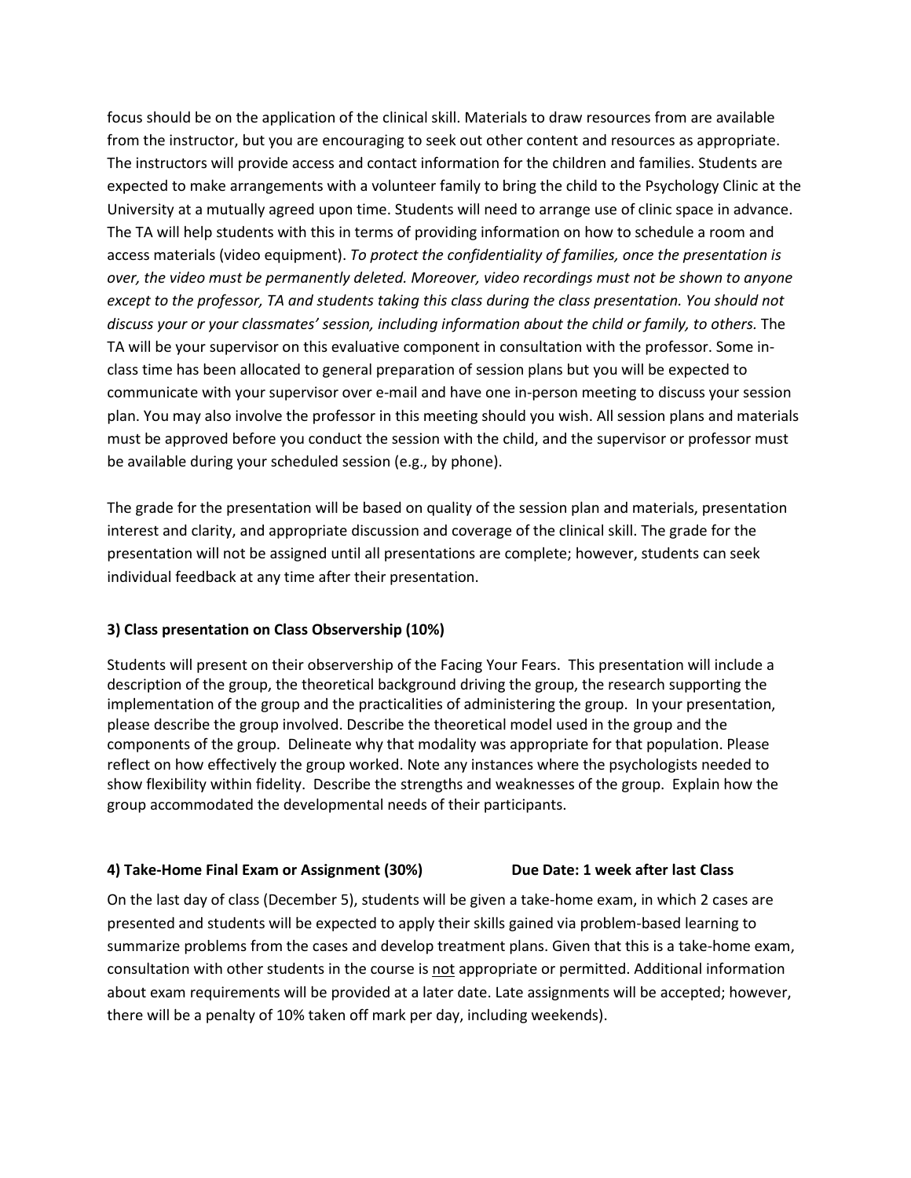focus should be on the application of the clinical skill. Materials to draw resources from are available from the instructor, but you are encouraging to seek out other content and resources as appropriate. The instructors will provide access and contact information for the children and families. Students are expected to make arrangements with a volunteer family to bring the child to the Psychology Clinic at the University at a mutually agreed upon time. Students will need to arrange use of clinic space in advance. The TA will help students with this in terms of providing information on how to schedule a room and access materials (video equipment). *To protect the confidentiality of families, once the presentation is over, the video must be permanently deleted. Moreover, video recordings must not be shown to anyone except to the professor, TA and students taking this class during the class presentation. You should not discuss your or your classmates' session, including information about the child or family, to others.* The TA will be your supervisor on this evaluative component in consultation with the professor. Some in-class time has been allocated to general preparation of session plans but you will be expected to communicate with your supervisor over e-mail and have one in-person meeting to discuss your session plan. You may also involve the professor in this meeting should you wish. All session plans and materials must be approved before you conduct the session with the child, and the supervisor or professor must be available during your scheduled session (e.g., by phone).

The grade for the presentation will be based on quality of the session plan and materials, presentation interest and clarity, and appropriate discussion and coverage of the clinical skill. The grade for the presentation will not be assigned until all presentations are complete; however, students can seek individual feedback at any time after their presentation.

### 3) Class presentation on Class Observership (10%)

Students will present on their observership of the Facing Your Fears. This presentation will include a description of the group, the theoretical background driving the group, the research supporting the implementation of the group and the practicalities of administering the group. In your presentation, please describe the group involved. Describe the theoretical model used in the group and the components of the group. Delineate why that modality was appropriate for that population. Please reflect on how effectively the group worked. Note any instances where the psychologists needed to show flexibility within fidelity. Describe the strengths and weaknesses of the group. Explain how the group accommodated the developmental needs of their participants.

### 4) Take-Home Final Exam or Assignment (30%) Due Date: 1 week after last Class

On the last day of class (December 5), students will be given a take-home exam, in which 2 cases are presented and students will be expected to apply their skills gained via problem-based learning to summarize problems from the cases and develop treatment plans. Given that this is a take-home exam, consultation with other students in the course is <u>not</u> appropriate or permitted. Additional information about exam requirements will be provided at a later date. Late assignments will be accepted; however, there will be a penalty of 10% taken off mark per day, including weekends).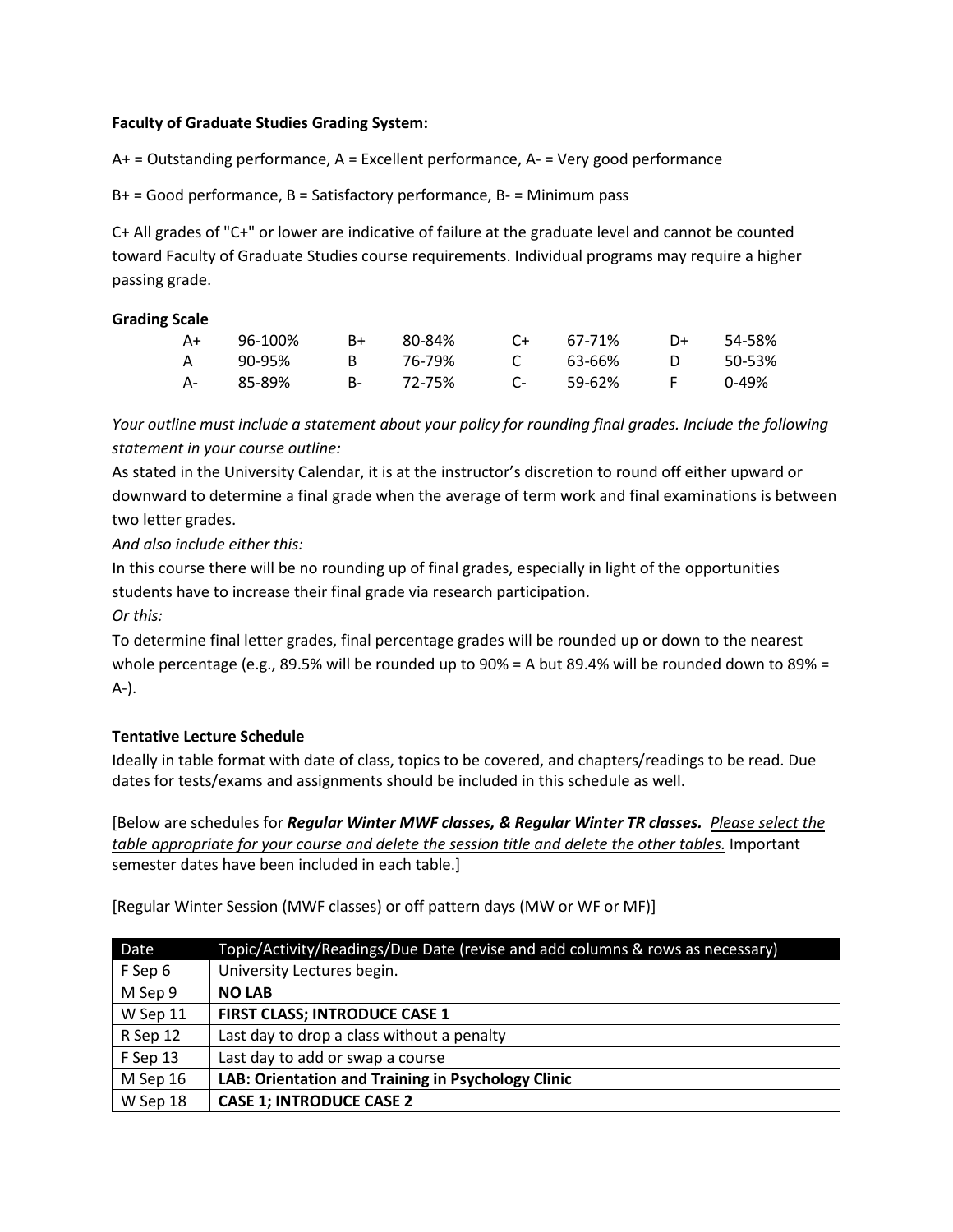**Faculty of Graduate Studies Grading System:**

A+ = Outstanding performance, A = Excellent performance, A- = Very good performance

B+ = Good performance, B = Satisfactory performance, B- = Minimum pass

C+ All grades of "C+" or lower are indicative of failure at the graduate level and cannot be counted toward Faculty of Graduate Studies course requirements. Individual programs may require a higher passing grade.

**Grading Scale**

| | | | | | | | |
|---|---|---|---|---|---|---|---|
| A+ | 96-100% | B+ | 80-84% | C+ | 67-71% | D+ | 54-58% |
| A | 90-95% | B | 76-79% | C | 63-66% | D | 50-53% |
| A- | 85-89% | B- | 72-75% | C- | 59-62% | F | 0-49% |

*Your outline must include a statement about your policy for rounding final grades. Include the following statement in your course outline:*

As stated in the University Calendar, it is at the instructor's discretion to round off either upward or downward to determine a final grade when the average of term work and final examinations is between two letter grades.

*And also include either this:*

In this course there will be no rounding up of final grades, especially in light of the opportunities students have to increase their final grade via research participation.

*Or this:*

To determine final letter grades, final percentage grades will be rounded up or down to the nearest whole percentage (e.g., 89.5% will be rounded up to 90% = A but 89.4% will be rounded down to 89% = A-).

**Tentative Lecture Schedule**

Ideally in table format with date of class, topics to be covered, and chapters/readings to be read. Due dates for tests/exams and assignments should be included in this schedule as well.

[Below are schedules for ***Regular Winter MWF classes, & Regular Winter TR classes.*** *Please select the table appropriate for your course and delete the session title and delete the other tables.* Important semester dates have been included in each table.]

[Regular Winter Session (MWF classes) or off pattern days (MW or WF or MF)]

| Date | Topic/Activity/Readings/Due Date (revise and add columns & rows as necessary) |
|---|---|
| F Sep 6 | University Lectures begin. |
| M Sep 9 | **NO LAB** |
| W Sep 11 | **FIRST CLASS; INTRODUCE CASE 1** |
| R Sep 12 | Last day to drop a class without a penalty |
| F Sep 13 | Last day to add or swap a course |
| M Sep 16 | **LAB: Orientation and Training in Psychology Clinic** |
| W Sep 18 | **CASE 1; INTRODUCE CASE 2** |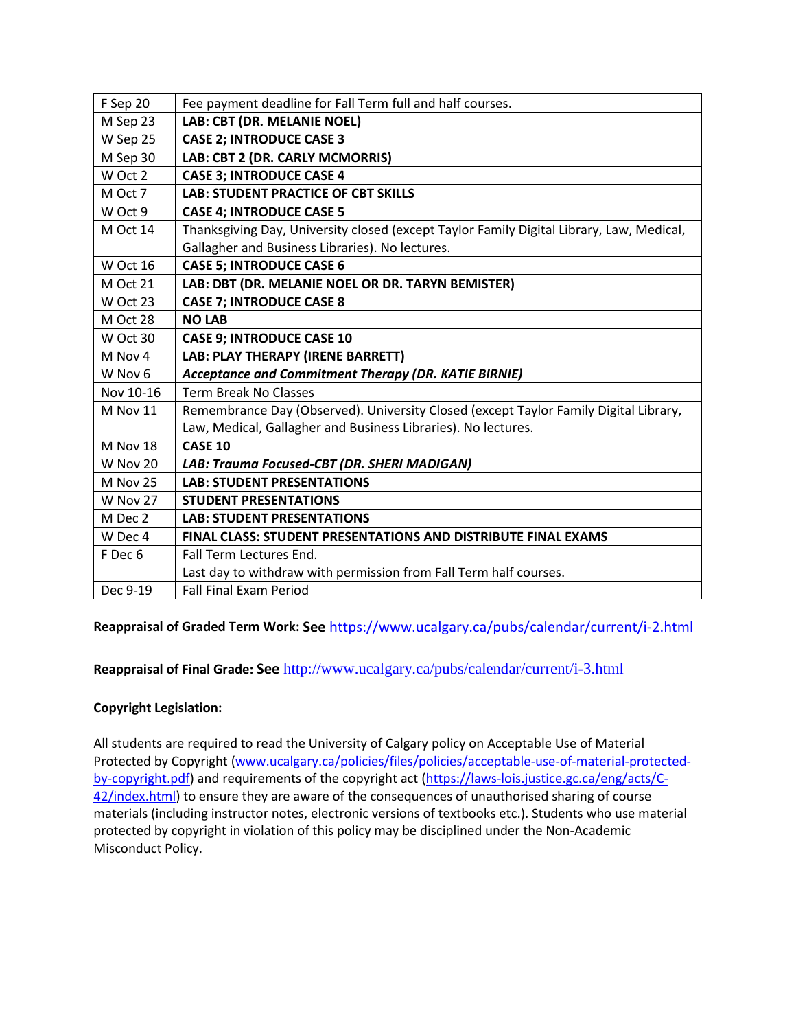| F Sep 20 | Fee payment deadline for Fall Term full and half courses. |
|---|---|
| M Sep 23 | **LAB: CBT (DR. MELANIE NOEL)** |
| W Sep 25 | **CASE 2; INTRODUCE CASE 3** |
| M Sep 30 | **LAB: CBT 2 (DR. CARLY MCMORRIS)** |
| W Oct 2 | **CASE 3; INTRODUCE CASE 4** |
| M Oct 7 | **LAB: STUDENT PRACTICE OF CBT SKILLS** |
| W Oct 9 | **CASE 4; INTRODUCE CASE 5** |
| M Oct 14 | Thanksgiving Day, University closed (except Taylor Family Digital Library, Law, Medical, Gallagher and Business Libraries). No lectures. |
| W Oct 16 | **CASE 5; INTRODUCE CASE 6** |
| M Oct 21 | **LAB: DBT (DR. MELANIE NOEL OR DR. TARYN BEMISTER)** |
| W Oct 23 | **CASE 7; INTRODUCE CASE 8** |
| M Oct 28 | **NO LAB** |
| W Oct 30 | **CASE 9; INTRODUCE CASE 10** |
| M Nov 4 | **LAB: PLAY THERAPY (IRENE BARRETT)** |
| W Nov 6 | ***Acceptance and Commitment Therapy (DR. KATIE BIRNIE)*** |
| Nov 10-16 | Term Break No Classes |
| M Nov 11 | Remembrance Day (Observed). University Closed (except Taylor Family Digital Library, Law, Medical, Gallagher and Business Libraries). No lectures. |
| M Nov 18 | **CASE 10** |
| W Nov 20 | ***LAB: Trauma Focused-CBT (DR. SHERI MADIGAN)*** |
| M Nov 25 | **LAB: STUDENT PRESENTATIONS** |
| W Nov 27 | **STUDENT PRESENTATIONS** |
| M Dec 2 | **LAB: STUDENT PRESENTATIONS** |
| W Dec 4 | **FINAL CLASS: STUDENT PRESENTATIONS AND DISTRIBUTE FINAL EXAMS** |
| F Dec 6 | Fall Term Lectures End.<br>Last day to withdraw with permission from Fall Term half courses. |
| Dec 9-19 | Fall Final Exam Period |

**Reappraisal of Graded Term Work: See** https://www.ucalgary.ca/pubs/calendar/current/i-2.html

**Reappraisal of Final Grade: See** http://www.ucalgary.ca/pubs/calendar/current/i-3.html

**Copyright Legislation:**

All students are required to read the University of Calgary policy on Acceptable Use of Material Protected by Copyright (www.ucalgary.ca/policies/files/policies/acceptable-use-of-material-protected-by-copyright.pdf) and requirements of the copyright act (https://laws-lois.justice.gc.ca/eng/acts/C-42/index.html) to ensure they are aware of the consequences of unauthorised sharing of course materials (including instructor notes, electronic versions of textbooks etc.). Students who use material protected by copyright in violation of this policy may be disciplined under the Non-Academic Misconduct Policy.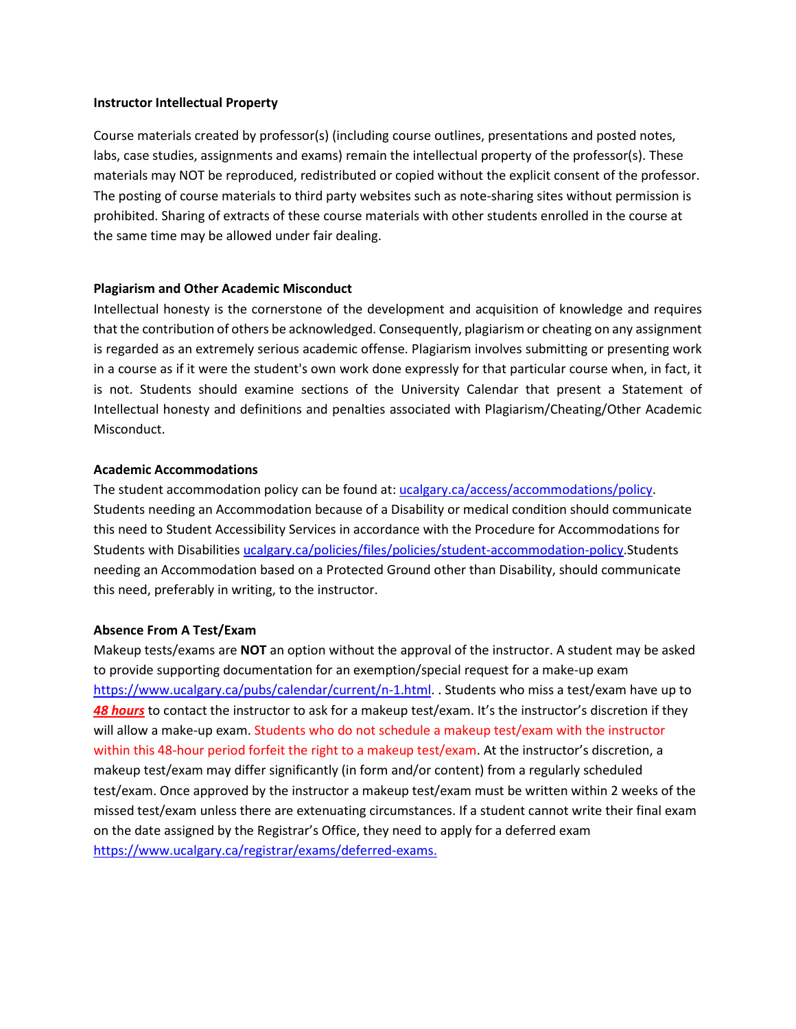**Instructor Intellectual Property**

Course materials created by professor(s) (including course outlines, presentations and posted notes, labs, case studies, assignments and exams) remain the intellectual property of the professor(s). These materials may NOT be reproduced, redistributed or copied without the explicit consent of the professor. The posting of course materials to third party websites such as note-sharing sites without permission is prohibited. Sharing of extracts of these course materials with other students enrolled in the course at the same time may be allowed under fair dealing.

**Plagiarism and Other Academic Misconduct**

Intellectual honesty is the cornerstone of the development and acquisition of knowledge and requires that the contribution of others be acknowledged. Consequently, plagiarism or cheating on any assignment is regarded as an extremely serious academic offense. Plagiarism involves submitting or presenting work in a course as if it were the student's own work done expressly for that particular course when, in fact, it is not. Students should examine sections of the University Calendar that present a Statement of Intellectual honesty and definitions and penalties associated with Plagiarism/Cheating/Other Academic Misconduct.

**Academic Accommodations**

The student accommodation policy can be found at: [ucalgary.ca/access/accommodations/policy](ucalgary.ca/access/accommodations/policy). Students needing an Accommodation because of a Disability or medical condition should communicate this need to Student Accessibility Services in accordance with the Procedure for Accommodations for Students with Disabilities [ucalgary.ca/policies/files/policies/student-accommodation-policy](ucalgary.ca/policies/files/policies/student-accommodation-policy).Students needing an Accommodation based on a Protected Ground other than Disability, should communicate this need, preferably in writing, to the instructor.

**Absence From A Test/Exam**

Makeup tests/exams are **NOT** an option without the approval of the instructor. A student may be asked to provide supporting documentation for an exemption/special request for a make-up exam [https://www.ucalgary.ca/pubs/calendar/current/n-1.html](https://www.ucalgary.ca/pubs/calendar/current/n-1.html). . Students who miss a test/exam have up to ***48 hours*** to contact the instructor to ask for a makeup test/exam. It's the instructor's discretion if they will allow a make-up exam. Students who do not schedule a makeup test/exam with the instructor within this 48-hour period forfeit the right to a makeup test/exam. At the instructor's discretion, a makeup test/exam may differ significantly (in form and/or content) from a regularly scheduled test/exam. Once approved by the instructor a makeup test/exam must be written within 2 weeks of the missed test/exam unless there are extenuating circumstances. If a student cannot write their final exam on the date assigned by the Registrar's Office, they need to apply for a deferred exam [https://www.ucalgary.ca/registrar/exams/deferred-exams.](https://www.ucalgary.ca/registrar/exams/deferred-exams)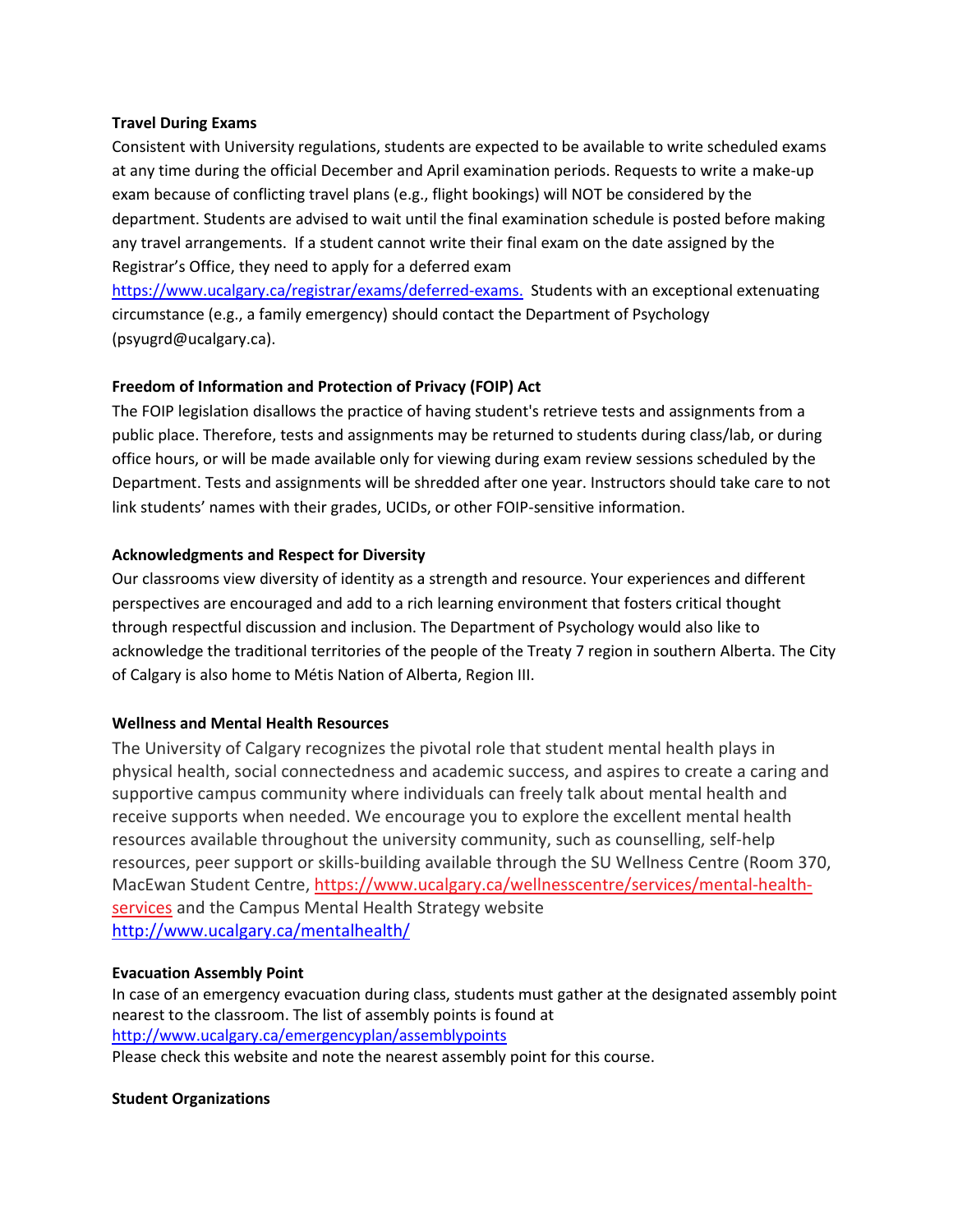**Travel During Exams**

Consistent with University regulations, students are expected to be available to write scheduled exams at any time during the official December and April examination periods. Requests to write a make-up exam because of conflicting travel plans (e.g., flight bookings) will NOT be considered by the department. Students are advised to wait until the final examination schedule is posted before making any travel arrangements. If a student cannot write their final exam on the date assigned by the Registrar's Office, they need to apply for a deferred exam https://www.ucalgary.ca/registrar/exams/deferred-exams. Students with an exceptional extenuating circumstance (e.g., a family emergency) should contact the Department of Psychology (psyugrd@ucalgary.ca).

**Freedom of Information and Protection of Privacy (FOIP) Act**

The FOIP legislation disallows the practice of having student's retrieve tests and assignments from a public place. Therefore, tests and assignments may be returned to students during class/lab, or during office hours, or will be made available only for viewing during exam review sessions scheduled by the Department. Tests and assignments will be shredded after one year. Instructors should take care to not link students' names with their grades, UCIDs, or other FOIP-sensitive information.

**Acknowledgments and Respect for Diversity**

Our classrooms view diversity of identity as a strength and resource. Your experiences and different perspectives are encouraged and add to a rich learning environment that fosters critical thought through respectful discussion and inclusion. The Department of Psychology would also like to acknowledge the traditional territories of the people of the Treaty 7 region in southern Alberta. The City of Calgary is also home to Métis Nation of Alberta, Region III.

**Wellness and Mental Health Resources**

The University of Calgary recognizes the pivotal role that student mental health plays in physical health, social connectedness and academic success, and aspires to create a caring and supportive campus community where individuals can freely talk about mental health and receive supports when needed. We encourage you to explore the excellent mental health resources available throughout the university community, such as counselling, self-help resources, peer support or skills-building available through the SU Wellness Centre (Room 370, MacEwan Student Centre, https://www.ucalgary.ca/wellnesscentre/services/mental-health-services and the Campus Mental Health Strategy website http://www.ucalgary.ca/mentalhealth/

**Evacuation Assembly Point**

In case of an emergency evacuation during class, students must gather at the designated assembly point nearest to the classroom. The list of assembly points is found at http://www.ucalgary.ca/emergencyplan/assemblypoints
Please check this website and note the nearest assembly point for this course.

**Student Organizations**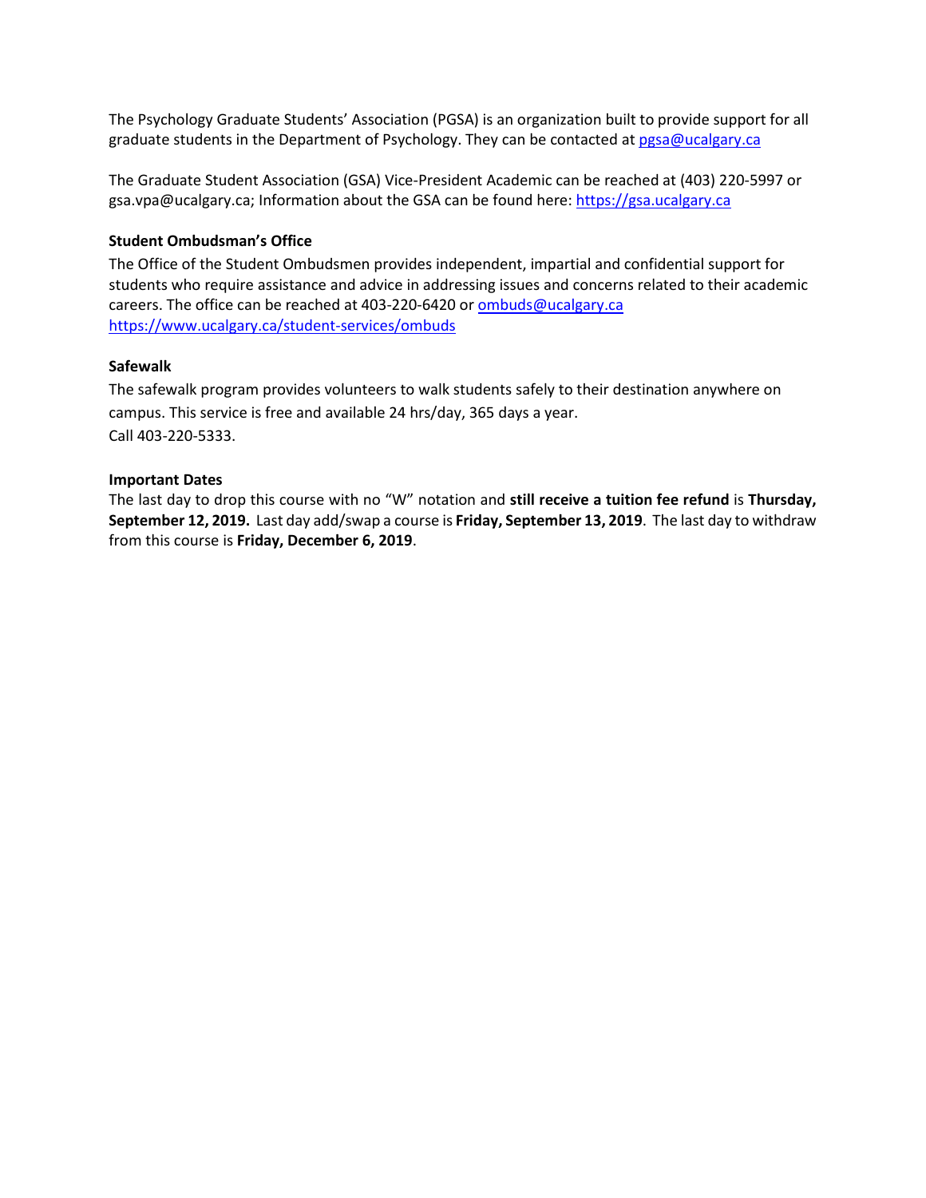The Psychology Graduate Students' Association (PGSA) is an organization built to provide support for all graduate students in the Department of Psychology. They can be contacted at pgsa@ucalgary.ca

The Graduate Student Association (GSA) Vice-President Academic can be reached at (403) 220-5997 or gsa.vpa@ucalgary.ca; Information about the GSA can be found here: https://gsa.ucalgary.ca

**Student Ombudsman's Office**

The Office of the Student Ombudsmen provides independent, impartial and confidential support for students who require assistance and advice in addressing issues and concerns related to their academic careers. The office can be reached at 403-220-6420 or ombuds@ucalgary.ca
https://www.ucalgary.ca/student-services/ombuds

**Safewalk**

The safewalk program provides volunteers to walk students safely to their destination anywhere on campus. This service is free and available 24 hrs/day, 365 days a year.
Call 403-220-5333.

**Important Dates**

The last day to drop this course with no "W" notation and **still receive a tuition fee refund** is **Thursday, September 12, 2019.** Last day add/swap a course is **Friday, September 13, 2019**. The last day to withdraw from this course is **Friday, December 6, 2019**.